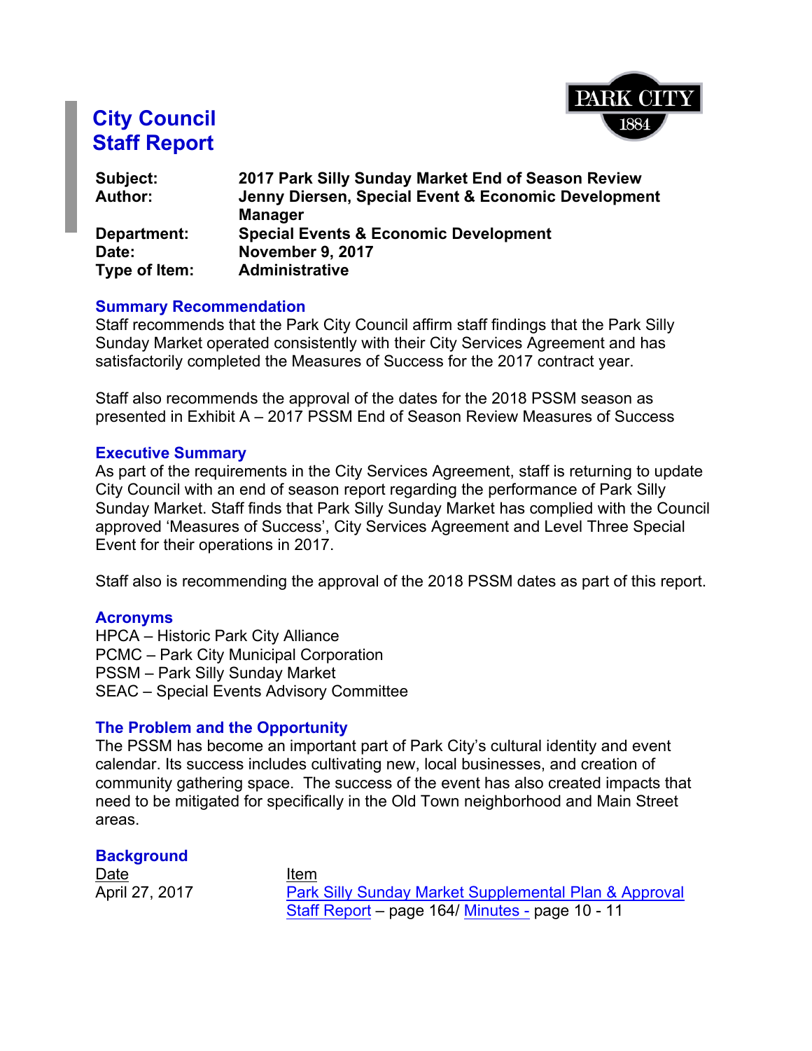# City Council Staff Report

| | |
|---|---|
| **Subject:** | **2017 Park Silly Sunday Market End of Season Review** |
| **Author:** | **Jenny Diersen, Special Event & Economic Development Manager** |
| **Department:** | **Special Events & Economic Development** |
| **Date:** | **November 9, 2017** |
| **Type of Item:** | **Administrative** |

## Summary Recommendation

Staff recommends that the Park City Council affirm staff findings that the Park Silly Sunday Market operated consistently with their City Services Agreement and has satisfactorily completed the Measures of Success for the 2017 contract year.

Staff also recommends the approval of the dates for the 2018 PSSM season as presented in Exhibit A – 2017 PSSM End of Season Review Measures of Success

## Executive Summary

As part of the requirements in the City Services Agreement, staff is returning to update City Council with an end of season report regarding the performance of Park Silly Sunday Market. Staff finds that Park Silly Sunday Market has complied with the Council approved 'Measures of Success', City Services Agreement and Level Three Special Event for their operations in 2017.

Staff also is recommending the approval of the 2018 PSSM dates as part of this report.

## Acronyms

HPCA – Historic Park City Alliance
PCMC – Park City Municipal Corporation
PSSM – Park Silly Sunday Market
SEAC – Special Events Advisory Committee

## The Problem and the Opportunity

The PSSM has become an important part of Park City's cultural identity and event calendar. Its success includes cultivating new, local businesses, and creation of community gathering space. The success of the event has also created impacts that need to be mitigated for specifically in the Old Town neighborhood and Main Street areas.

## Background

| Date | Item |
|---|---|
| April 27, 2017 | Park Silly Sunday Market Supplemental Plan & Approval Staff Report – page 164/ Minutes - page 10 - 11 |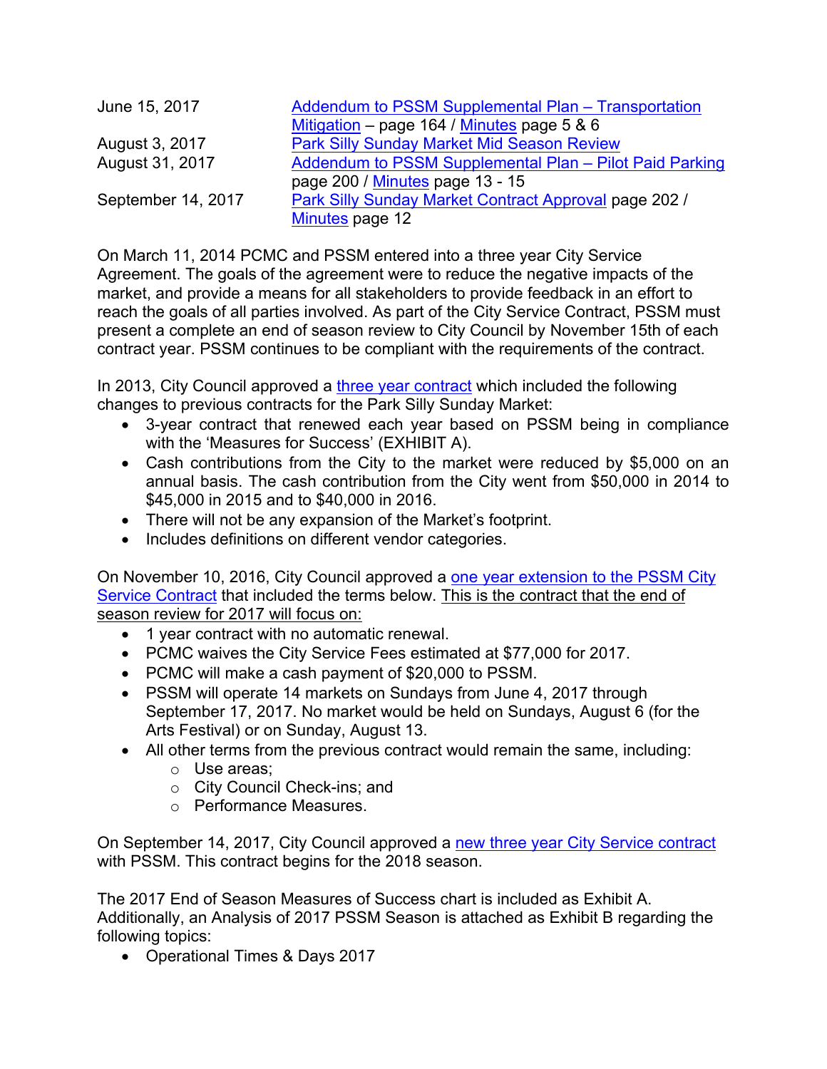| | |
|---|---|
| June 15, 2017 | Addendum to PSSM Supplemental Plan – Transportation Mitigation – page 164 / Minutes page 5 & 6 |
| August 3, 2017 | Park Silly Sunday Market Mid Season Review |
| August 31, 2017 | Addendum to PSSM Supplemental Plan – Pilot Paid Parking page 200 / Minutes page 13 - 15 |
| September 14, 2017 | Park Silly Sunday Market Contract Approval page 202 / Minutes page 12 |

On March 11, 2014 PCMC and PSSM entered into a three year City Service Agreement. The goals of the agreement were to reduce the negative impacts of the market, and provide a means for all stakeholders to provide feedback in an effort to reach the goals of all parties involved. As part of the City Service Contract, PSSM must present a complete an end of season review to City Council by November 15th of each contract year. PSSM continues to be compliant with the requirements of the contract.

In 2013, City Council approved a three year contract which included the following changes to previous contracts for the Park Silly Sunday Market:

- 3-year contract that renewed each year based on PSSM being in compliance with the 'Measures for Success' (EXHIBIT A).
- Cash contributions from the City to the market were reduced by $5,000 on an annual basis. The cash contribution from the City went from $50,000 in 2014 to $45,000 in 2015 and to $40,000 in 2016.
- There will not be any expansion of the Market's footprint.
- Includes definitions on different vendor categories.

On November 10, 2016, City Council approved a one year extension to the PSSM City Service Contract that included the terms below. This is the contract that the end of season review for 2017 will focus on:

- 1 year contract with no automatic renewal.
- PCMC waives the City Service Fees estimated at $77,000 for 2017.
- PCMC will make a cash payment of $20,000 to PSSM.
- PSSM will operate 14 markets on Sundays from June 4, 2017 through September 17, 2017. No market would be held on Sundays, August 6 (for the Arts Festival) or on Sunday, August 13.
- All other terms from the previous contract would remain the same, including:
  - Use areas;
  - City Council Check-ins; and
  - Performance Measures.

On September 14, 2017, City Council approved a new three year City Service contract with PSSM. This contract begins for the 2018 season.

The 2017 End of Season Measures of Success chart is included as Exhibit A. Additionally, an Analysis of 2017 PSSM Season is attached as Exhibit B regarding the following topics:

- Operational Times & Days 2017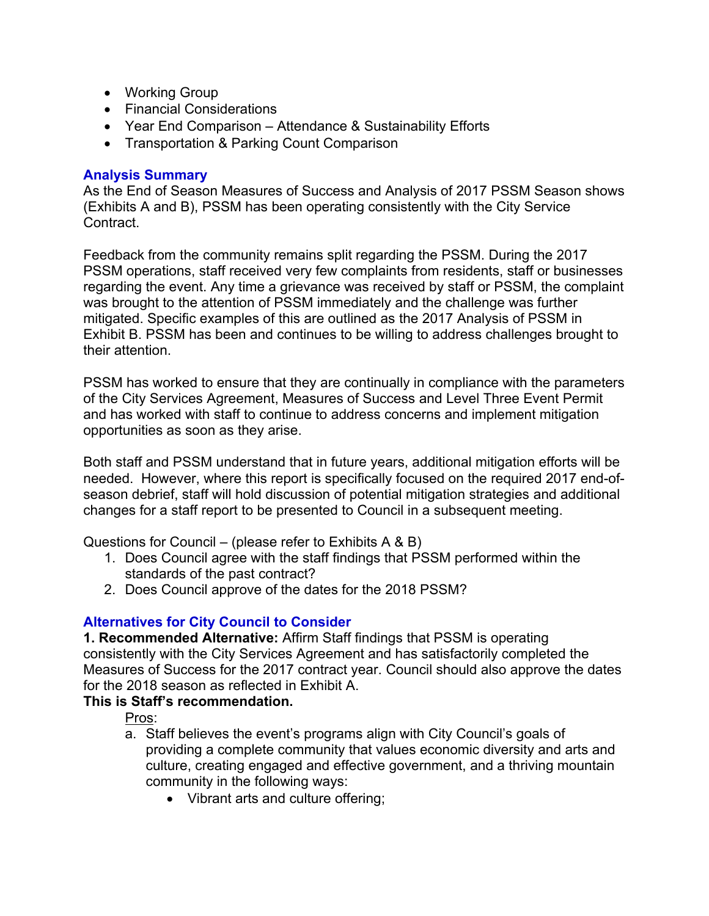- Working Group
- Financial Considerations
- Year End Comparison – Attendance & Sustainability Efforts
- Transportation & Parking Count Comparison

### Analysis Summary

As the End of Season Measures of Success and Analysis of 2017 PSSM Season shows (Exhibits A and B), PSSM has been operating consistently with the City Service Contract.

Feedback from the community remains split regarding the PSSM. During the 2017 PSSM operations, staff received very few complaints from residents, staff or businesses regarding the event. Any time a grievance was received by staff or PSSM, the complaint was brought to the attention of PSSM immediately and the challenge was further mitigated. Specific examples of this are outlined as the 2017 Analysis of PSSM in Exhibit B. PSSM has been and continues to be willing to address challenges brought to their attention.

PSSM has worked to ensure that they are continually in compliance with the parameters of the City Services Agreement, Measures of Success and Level Three Event Permit and has worked with staff to continue to address concerns and implement mitigation opportunities as soon as they arise.

Both staff and PSSM understand that in future years, additional mitigation efforts will be needed. However, where this report is specifically focused on the required 2017 end-of-season debrief, staff will hold discussion of potential mitigation strategies and additional changes for a staff report to be presented to Council in a subsequent meeting.

Questions for Council – (please refer to Exhibits A & B)

1. Does Council agree with the staff findings that PSSM performed within the standards of the past contract?
2. Does Council approve of the dates for the 2018 PSSM?

### Alternatives for City Council to Consider

**1. Recommended Alternative:** Affirm Staff findings that PSSM is operating consistently with the City Services Agreement and has satisfactorily completed the Measures of Success for the 2017 contract year. Council should also approve the dates for the 2018 season as reflected in Exhibit A.

**This is Staff's recommendation.**

Pros:

a. Staff believes the event's programs align with City Council's goals of providing a complete community that values economic diversity and arts and culture, creating engaged and effective government, and a thriving mountain community in the following ways:
    - Vibrant arts and culture offering;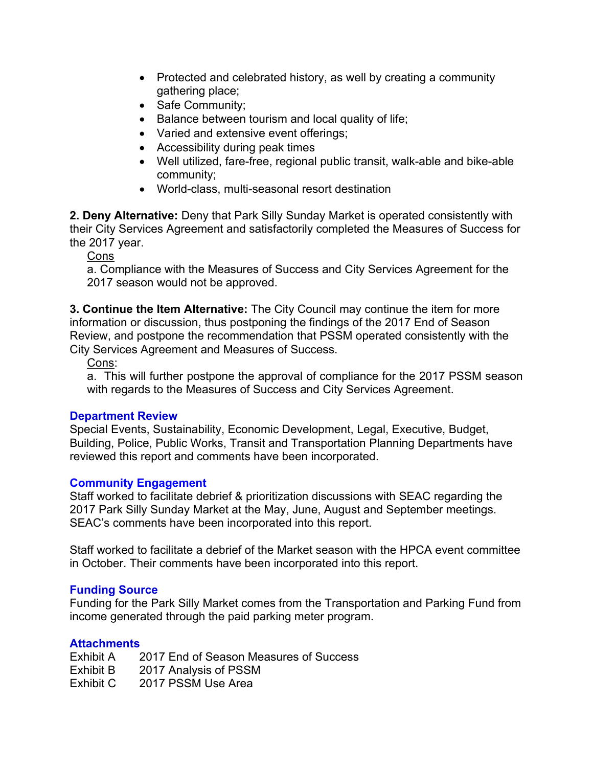- Protected and celebrated history, as well by creating a community gathering place;
- Safe Community;
- Balance between tourism and local quality of life;
- Varied and extensive event offerings;
- Accessibility during peak times
- Well utilized, fare-free, regional public transit, walk-able and bike-able community;
- World-class, multi-seasonal resort destination

**2. Deny Alternative:** Deny that Park Silly Sunday Market is operated consistently with their City Services Agreement and satisfactorily completed the Measures of Success for the 2017 year.

Cons

a. Compliance with the Measures of Success and City Services Agreement for the 2017 season would not be approved.

**3. Continue the Item Alternative:** The City Council may continue the item for more information or discussion, thus postponing the findings of the 2017 End of Season Review, and postpone the recommendation that PSSM operated consistently with the City Services Agreement and Measures of Success.

Cons:

a. This will further postpone the approval of compliance for the 2017 PSSM season with regards to the Measures of Success and City Services Agreement.

## Department Review

Special Events, Sustainability, Economic Development, Legal, Executive, Budget, Building, Police, Public Works, Transit and Transportation Planning Departments have reviewed this report and comments have been incorporated.

## Community Engagement

Staff worked to facilitate debrief & prioritization discussions with SEAC regarding the 2017 Park Silly Sunday Market at the May, June, August and September meetings. SEAC's comments have been incorporated into this report.

Staff worked to facilitate a debrief of the Market season with the HPCA event committee in October. Their comments have been incorporated into this report.

## Funding Source

Funding for the Park Silly Market comes from the Transportation and Parking Fund from income generated through the paid parking meter program.

## Attachments

Exhibit A 2017 End of Season Measures of Success

Exhibit B 2017 Analysis of PSSM

Exhibit C 2017 PSSM Use Area